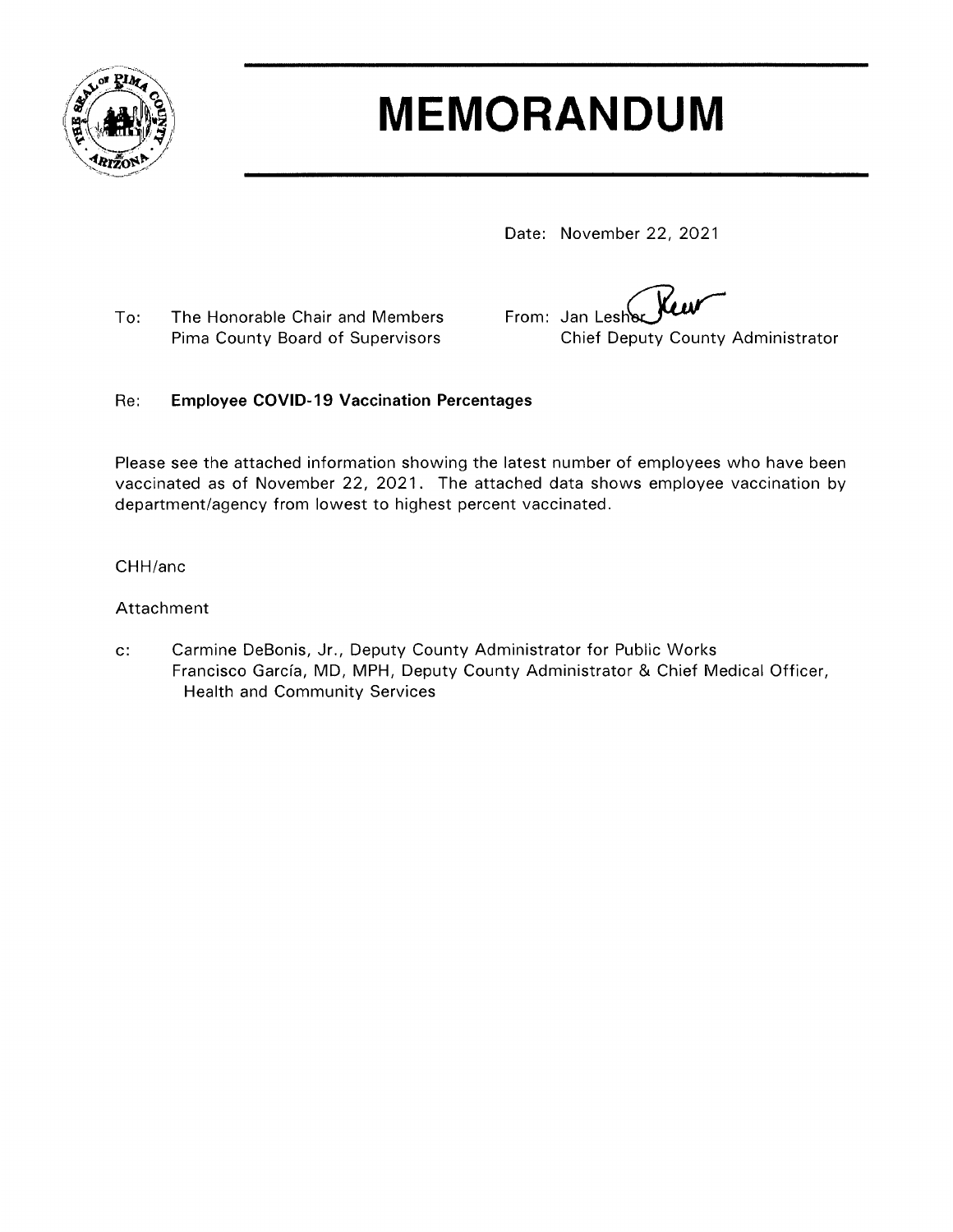# MEMORANDUM

Date: November 22, 2021

To: The Honorable Chair and Members
Pima County Board of Supervisors

From: Jan Lesher
Chief Deputy County Administrator

Re: **Employee COVID-19 Vaccination Percentages**

Please see the attached information showing the latest number of employees who have been vaccinated as of November 22, 2021. The attached data shows employee vaccination by department/agency from lowest to highest percent vaccinated.

CHH/anc

Attachment

c: Carmine DeBonis, Jr., Deputy County Administrator for Public Works
Francisco García, MD, MPH, Deputy County Administrator & Chief Medical Officer, Health and Community Services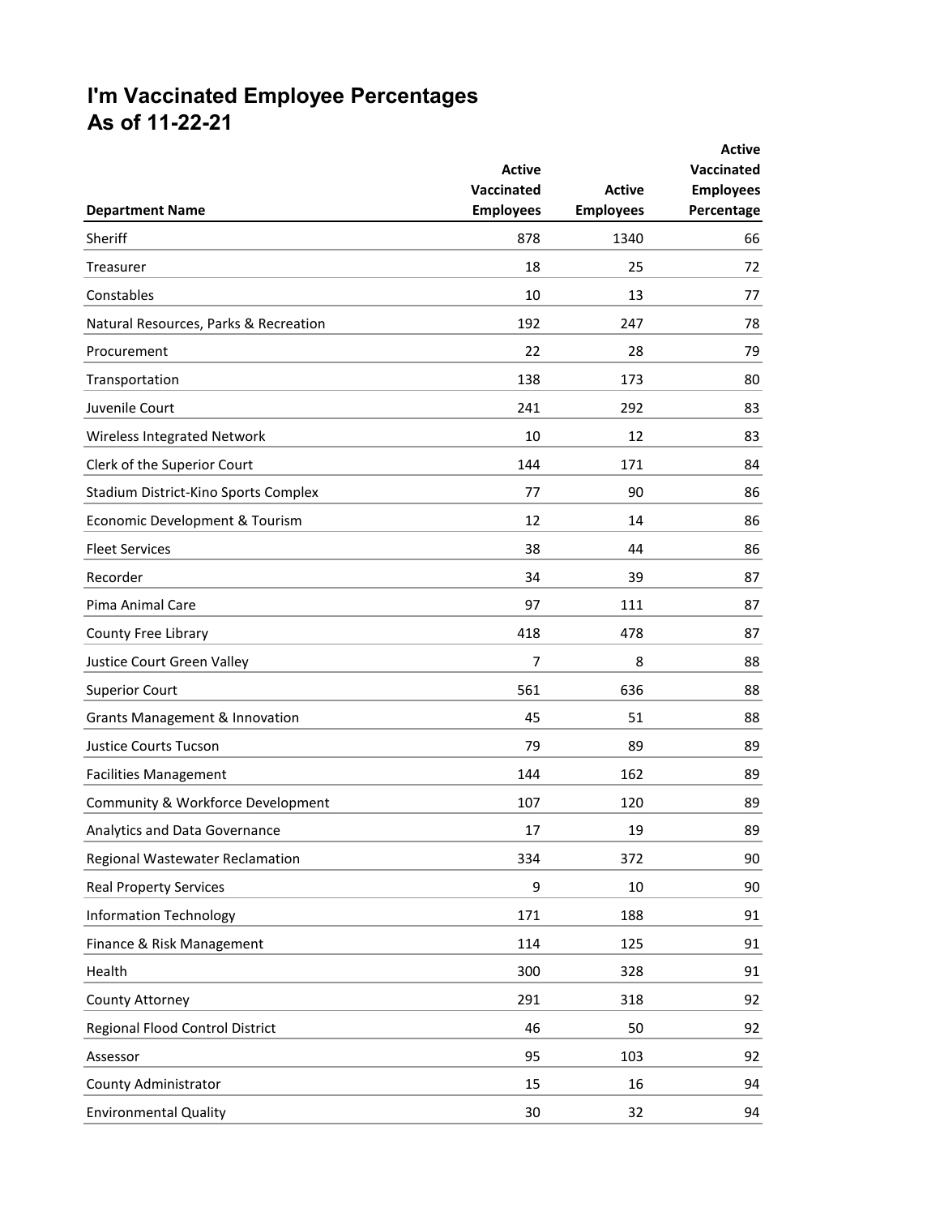# I'm Vaccinated Employee Percentages
# As of 11-22-21

| Department Name | Active Vaccinated Employees | Active Employees | Active Vaccinated Employees Percentage |
|---|---|---|---|
| Sheriff | 878 | 1340 | 66 |
| Treasurer | 18 | 25 | 72 |
| Constables | 10 | 13 | 77 |
| Natural Resources, Parks & Recreation | 192 | 247 | 78 |
| Procurement | 22 | 28 | 79 |
| Transportation | 138 | 173 | 80 |
| Juvenile Court | 241 | 292 | 83 |
| Wireless Integrated Network | 10 | 12 | 83 |
| Clerk of the Superior Court | 144 | 171 | 84 |
| Stadium District-Kino Sports Complex | 77 | 90 | 86 |
| Economic Development & Tourism | 12 | 14 | 86 |
| Fleet Services | 38 | 44 | 86 |
| Recorder | 34 | 39 | 87 |
| Pima Animal Care | 97 | 111 | 87 |
| County Free Library | 418 | 478 | 87 |
| Justice Court Green Valley | 7 | 8 | 88 |
| Superior Court | 561 | 636 | 88 |
| Grants Management & Innovation | 45 | 51 | 88 |
| Justice Courts Tucson | 79 | 89 | 89 |
| Facilities Management | 144 | 162 | 89 |
| Community & Workforce Development | 107 | 120 | 89 |
| Analytics and Data Governance | 17 | 19 | 89 |
| Regional Wastewater Reclamation | 334 | 372 | 90 |
| Real Property Services | 9 | 10 | 90 |
| Information Technology | 171 | 188 | 91 |
| Finance & Risk Management | 114 | 125 | 91 |
| Health | 300 | 328 | 91 |
| County Attorney | 291 | 318 | 92 |
| Regional Flood Control District | 46 | 50 | 92 |
| Assessor | 95 | 103 | 92 |
| County Administrator | 15 | 16 | 94 |
| Environmental Quality | 30 | 32 | 94 |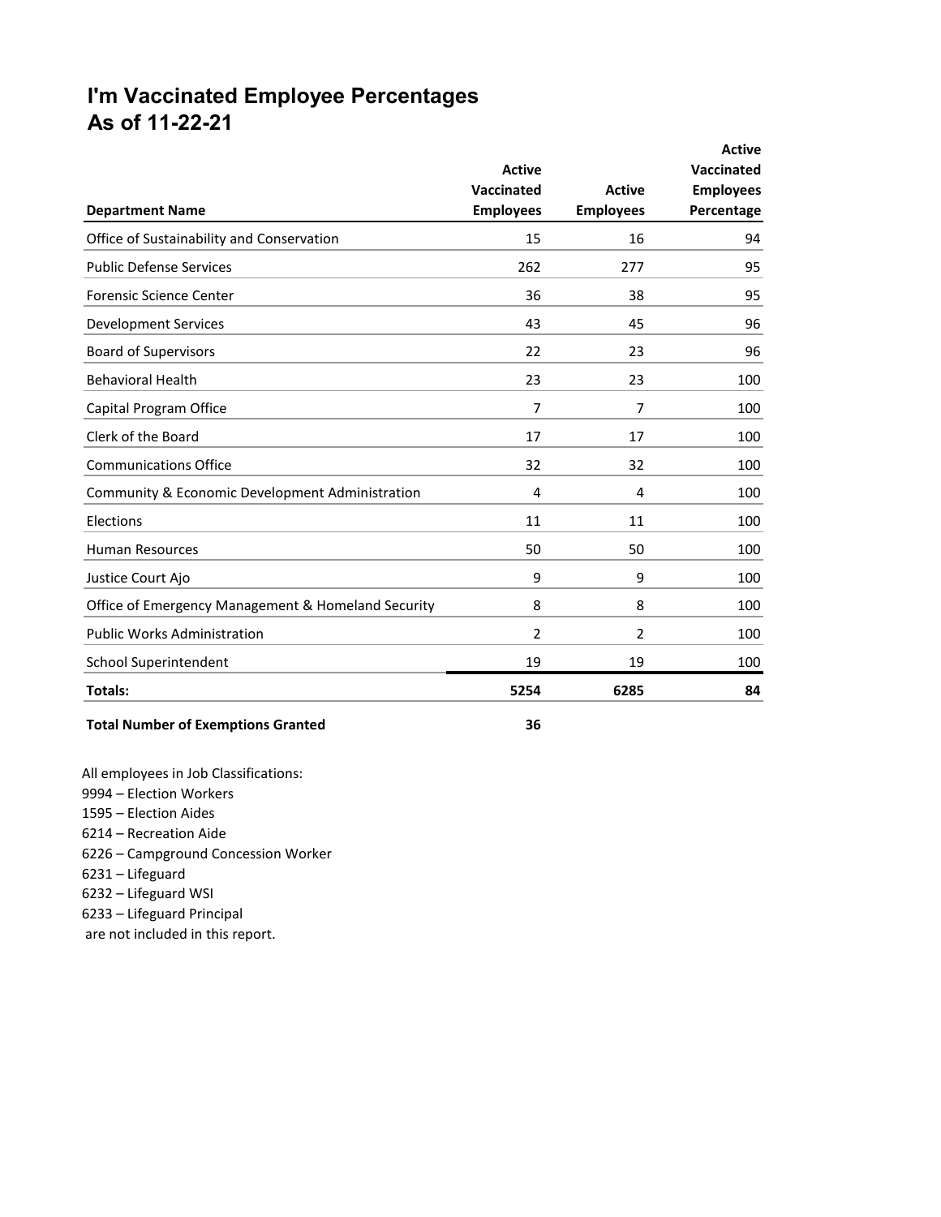# I'm Vaccinated Employee Percentages
# As of 11-22-21

| Department Name | Active Vaccinated Employees | Active Employees | Active Vaccinated Employees Percentage |
|---|---|---|---|
| Office of Sustainability and Conservation | 15 | 16 | 94 |
| Public Defense Services | 262 | 277 | 95 |
| Forensic Science Center | 36 | 38 | 95 |
| Development Services | 43 | 45 | 96 |
| Board of Supervisors | 22 | 23 | 96 |
| Behavioral Health | 23 | 23 | 100 |
| Capital Program Office | 7 | 7 | 100 |
| Clerk of the Board | 17 | 17 | 100 |
| Communications Office | 32 | 32 | 100 |
| Community & Economic Development Administration | 4 | 4 | 100 |
| Elections | 11 | 11 | 100 |
| Human Resources | 50 | 50 | 100 |
| Justice Court Ajo | 9 | 9 | 100 |
| Office of Emergency Management & Homeland Security | 8 | 8 | 100 |
| Public Works Administration | 2 | 2 | 100 |
| School Superintendent | 19 | 19 | 100 |
| **Totals:** | **5254** | **6285** | **84** |

**Total Number of Exemptions Granted** **36**

All employees in Job Classifications:
9994 – Election Workers
1595 – Election Aides
6214 – Recreation Aide
6226 – Campground Concession Worker
6231 – Lifeguard
6232 – Lifeguard WSI
6233 – Lifeguard Principal
are not included in this report.